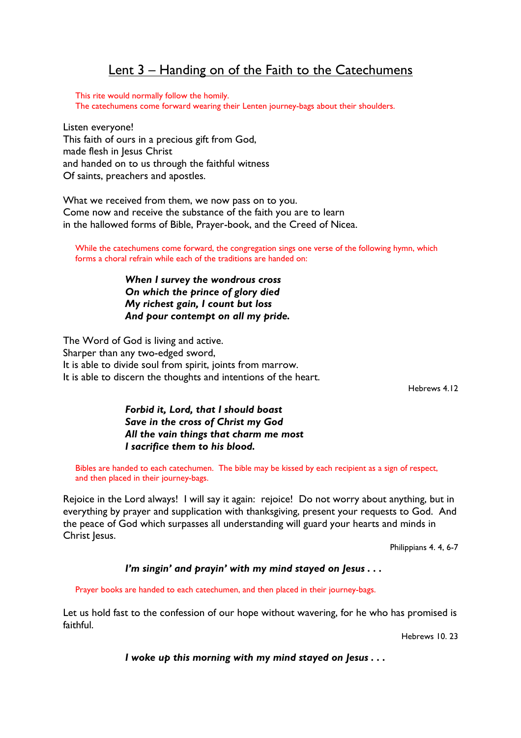# Lent 3 – Handing on of the Faith to the Catechumens

This rite would normally follow the homily.
The catechumens come forward wearing their Lenten journey-bags about their shoulders.

Listen everyone!
This faith of ours in a precious gift from God,
made flesh in Jesus Christ
and handed on to us through the faithful witness
Of saints, preachers and apostles.

What we received from them, we now pass on to you.
Come now and receive the substance of the faith you are to learn
in the hallowed forms of Bible, Prayer-book, and the Creed of Nicea.

While the catechumens come forward, the congregation sings one verse of the following hymn, which forms a choral refrain while each of the traditions are handed on:

***When I survey the wondrous cross***
***On which the prince of glory died***
***My richest gain, I count but loss***
***And pour contempt on all my pride.***

The Word of God is living and active.
Sharper than any two-edged sword,
It is able to divide soul from spirit, joints from marrow.
It is able to discern the thoughts and intentions of the heart.

Hebrews 4.12

***Forbid it, Lord, that I should boast***
***Save in the cross of Christ my God***
***All the vain things that charm me most***
***I sacrifice them to his blood.***

Bibles are handed to each catechumen. The bible may be kissed by each recipient as a sign of respect, and then placed in their journey-bags.

Rejoice in the Lord always! I will say it again: rejoice! Do not worry about anything, but in everything by prayer and supplication with thanksgiving, present your requests to God. And the peace of God which surpasses all understanding will guard your hearts and minds in Christ Jesus.

Philippians 4. 4, 6-7

***I'm singin' and prayin' with my mind stayed on Jesus . . .***

Prayer books are handed to each catechumen, and then placed in their journey-bags.

Let us hold fast to the confession of our hope without wavering, for he who has promised is faithful.

Hebrews 10. 23

***I woke up this morning with my mind stayed on Jesus . . .***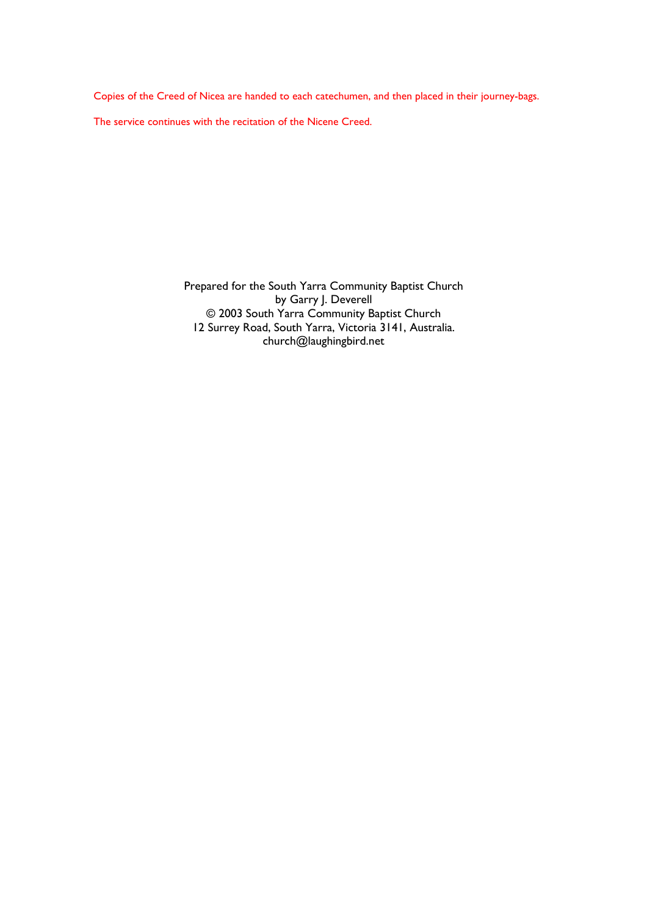Copies of the Creed of Nicea are handed to each catechumen, and then placed in their journey-bags.

The service continues with the recitation of the Nicene Creed.

Prepared for the South Yarra Community Baptist Church
by Garry J. Deverell
© 2003 South Yarra Community Baptist Church
12 Surrey Road, South Yarra, Victoria 3141, Australia.
church@laughingbird.net